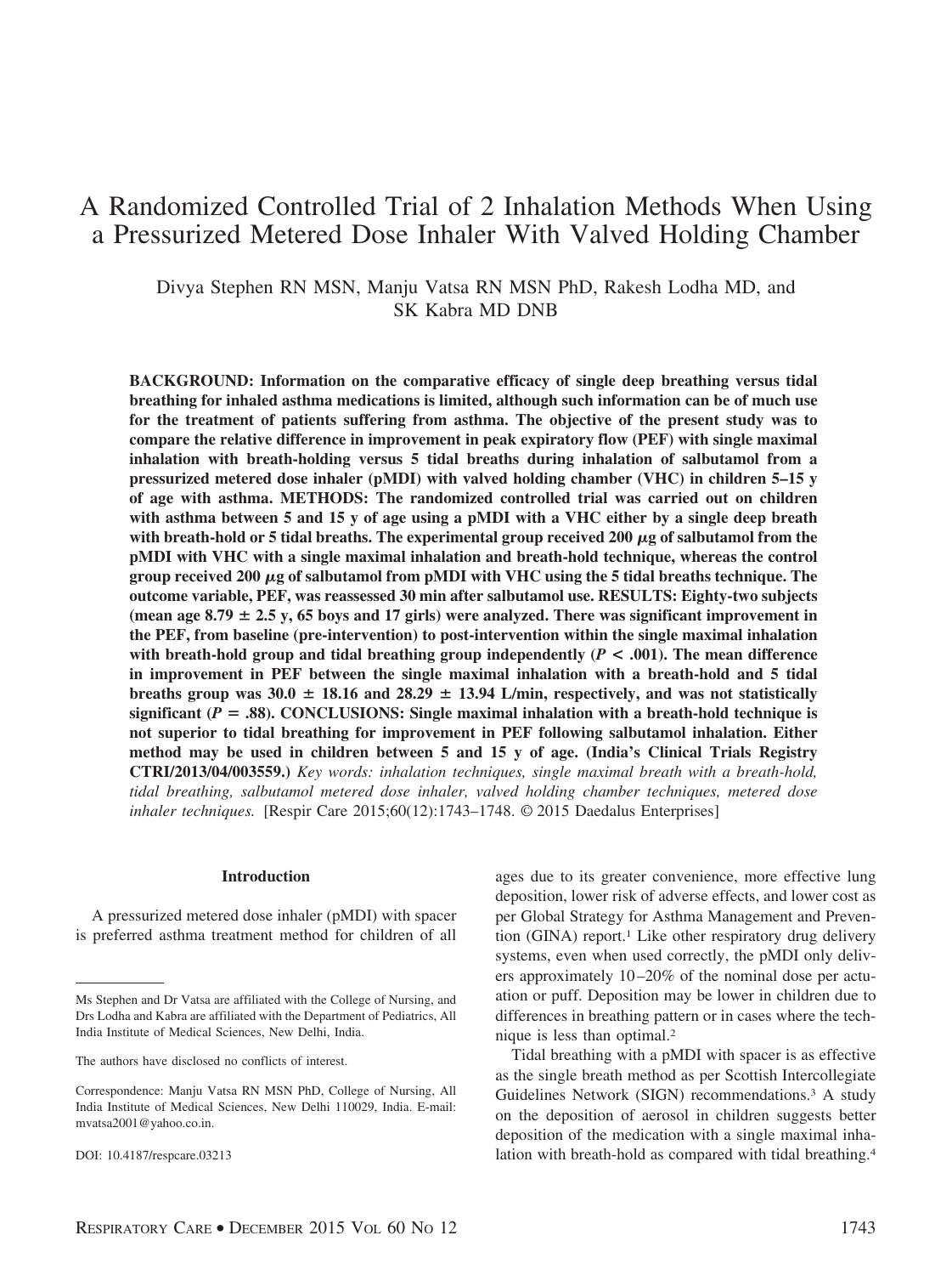# A Randomized Controlled Trial of 2 Inhalation Methods When Using a Pressurized Metered Dose Inhaler With Valved Holding Chamber

Divya Stephen RN MSN, Manju Vatsa RN MSN PhD, Rakesh Lodha MD, and SK Kabra MD DNB

**BACKGROUND: Information on the comparative efficacy of single deep breathing versus tidal breathing for inhaled asthma medications is limited, although such information can be of much use for the treatment of patients suffering from asthma. The objective of the present study was to compare the relative difference in improvement in peak expiratory flow (PEF) with single maximal inhalation with breath-holding versus 5 tidal breaths during inhalation of salbutamol from a pressurized metered dose inhaler (pMDI) with valved holding chamber (VHC) in children 5–15 y of age with asthma. METHODS: The randomized controlled trial was carried out on children with asthma between 5 and 15 y of age using a pMDI with a VHC either by a single deep breath with breath-hold or 5 tidal breaths. The experimental group received 200 $\mu$g of salbutamol from the pMDI with VHC with a single maximal inhalation and breath-hold technique, whereas the control group received 200 $\mu$g of salbutamol from pMDI with VHC using the 5 tidal breaths technique. The outcome variable, PEF, was reassessed 30 min after salbutamol use. RESULTS: Eighty-two subjects (mean age 8.79 ± 2.5 y, 65 boys and 17 girls) were analyzed. There was significant improvement in the PEF, from baseline (pre-intervention) to post-intervention within the single maximal inhalation with breath-hold group and tidal breathing group independently ($P < .001$). The mean difference in improvement in PEF between the single maximal inhalation with a breath-hold and 5 tidal breaths group was 30.0 ± 18.16 and 28.29 ± 13.94 L/min, respectively, and was not statistically significant ($P = .88$). CONCLUSIONS: Single maximal inhalation with a breath-hold technique is not superior to tidal breathing for improvement in PEF following salbutamol inhalation. Either method may be used in children between 5 and 15 y of age. (India's Clinical Trials Registry CTRI/2013/04/003559.)** *Key words: inhalation techniques, single maximal breath with a breath-hold, tidal breathing, salbutamol metered dose inhaler, valved holding chamber techniques, metered dose inhaler techniques.* [Respir Care 2015;60(12):1743–1748. © 2015 Daedalus Enterprises]

## Introduction

A pressurized metered dose inhaler (pMDI) with spacer is preferred asthma treatment method for children of all ages due to its greater convenience, more effective lung deposition, lower risk of adverse effects, and lower cost as per Global Strategy for Asthma Management and Prevention (GINA) report.[1] Like other respiratory drug delivery systems, even when used correctly, the pMDI only delivers approximately 10–20% of the nominal dose per actuation or puff. Deposition may be lower in children due to differences in breathing pattern or in cases where the technique is less than optimal.[2]

Tidal breathing with a pMDI with spacer is as effective as the single breath method as per Scottish Intercollegiate Guidelines Network (SIGN) recommendations.[3] A study on the deposition of aerosol in children suggests better deposition of the medication with a single maximal inhalation with breath-hold as compared with tidal breathing.[4]

Ms Stephen and Dr Vatsa are affiliated with the College of Nursing, and Drs Lodha and Kabra are affiliated with the Department of Pediatrics, All India Institute of Medical Sciences, New Delhi, India.

The authors have disclosed no conflicts of interest.

Correspondence: Manju Vatsa RN MSN PhD, College of Nursing, All India Institute of Medical Sciences, New Delhi 110029, India. E-mail: mvatsa2001@yahoo.co.in.

DOI: 10.4187/respcare.03213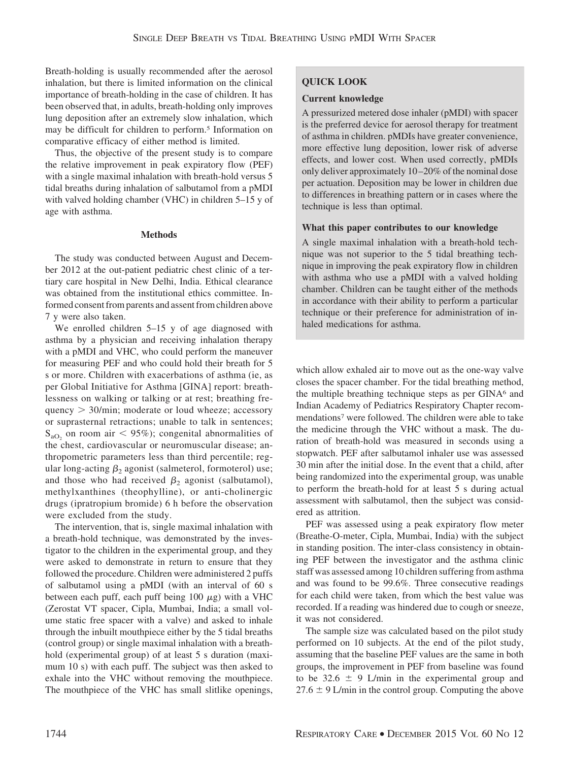Breath-holding is usually recommended after the aerosol inhalation, but there is limited information on the clinical importance of breath-holding in the case of children. It has been observed that, in adults, breath-holding only improves lung deposition after an extremely slow inhalation, which may be difficult for children to perform.[5] Information on comparative efficacy of either method is limited.

Thus, the objective of the present study is to compare the relative improvement in peak expiratory flow (PEF) with a single maximal inhalation with breath-hold versus 5 tidal breaths during inhalation of salbutamol from a pMDI with valved holding chamber (VHC) in children 5–15 y of age with asthma.

**QUICK LOOK**

**Current knowledge**

A pressurized metered dose inhaler (pMDI) with spacer is the preferred device for aerosol therapy for treatment of asthma in children. pMDIs have greater convenience, more effective lung deposition, lower risk of adverse effects, and lower cost. When used correctly, pMDIs only deliver approximately 10–20% of the nominal dose per actuation. Deposition may be lower in children due to differences in breathing pattern or in cases where the technique is less than optimal.

**What this paper contributes to our knowledge**

A single maximal inhalation with a breath-hold technique was not superior to the 5 tidal breathing technique in improving the peak expiratory flow in children with asthma who use a pMDI with a valved holding chamber. Children can be taught either of the methods in accordance with their ability to perform a particular technique or their preference for administration of inhaled medications for asthma.

## Methods

The study was conducted between August and December 2012 at the out-patient pediatric chest clinic of a tertiary care hospital in New Delhi, India. Ethical clearance was obtained from the institutional ethics committee. Informed consent from parents and assent from children above 7 y were also taken.

We enrolled children 5–15 y of age diagnosed with asthma by a physician and receiving inhalation therapy with a pMDI and VHC, who could perform the maneuver for measuring PEF and who could hold their breath for 5 s or more. Children with exacerbations of asthma (ie, as per Global Initiative for Asthma [GINA] report: breathlessness on walking or talking or at rest; breathing frequency > 30/min; moderate or loud wheeze; accessory or suprasternal retractions; unable to talk in sentences; $S_{aO_2}$ on room air < 95%); congenital abnormalities of the chest, cardiovascular or neuromuscular disease; anthropometric parameters less than third percentile; regular long-acting $\beta_2$ agonist (salmeterol, formoterol) use; and those who had received $\beta_2$ agonist (salbutamol), methylxanthines (theophylline), or anti-cholinergic drugs (ipratropium bromide) 6 h before the observation were excluded from the study.

The intervention, that is, single maximal inhalation with a breath-hold technique, was demonstrated by the investigator to the children in the experimental group, and they were asked to demonstrate in return to ensure that they followed the procedure. Children were administered 2 puffs of salbutamol using a pMDI (with an interval of 60 s between each puff, each puff being 100 $\mu$g) with a VHC (Zerostat VT spacer, Cipla, Mumbai, India; a small volume static free spacer with a valve) and asked to inhale through the inbuilt mouthpiece either by the 5 tidal breaths (control group) or single maximal inhalation with a breath-hold (experimental group) of at least 5 s duration (maximum 10 s) with each puff. The subject was then asked to exhale into the VHC without removing the mouthpiece. The mouthpiece of the VHC has small slitlike openings, which allow exhaled air to move out as the one-way valve closes the spacer chamber. For the tidal breathing method, the multiple breathing technique steps as per GINA[6] and Indian Academy of Pediatrics Respiratory Chapter recommendations[7] were followed. The children were able to take the medicine through the VHC without a mask. The duration of breath-hold was measured in seconds using a stopwatch. PEF after salbutamol inhaler use was assessed 30 min after the initial dose. In the event that a child, after being randomized into the experimental group, was unable to perform the breath-hold for at least 5 s during actual assessment with salbutamol, then the subject was considered as attrition.

PEF was assessed using a peak expiratory flow meter (Breathe-O-meter, Cipla, Mumbai, India) with the subject in standing position. The inter-class consistency in obtaining PEF between the investigator and the asthma clinic staff was assessed among 10 children suffering from asthma and was found to be 99.6%. Three consecutive readings for each child were taken, from which the best value was recorded. If a reading was hindered due to cough or sneeze, it was not considered.

The sample size was calculated based on the pilot study performed on 10 subjects. At the end of the pilot study, assuming that the baseline PEF values are the same in both groups, the improvement in PEF from baseline was found to be 32.6 ± 9 L/min in the experimental group and 27.6 ± 9 L/min in the control group. Computing the above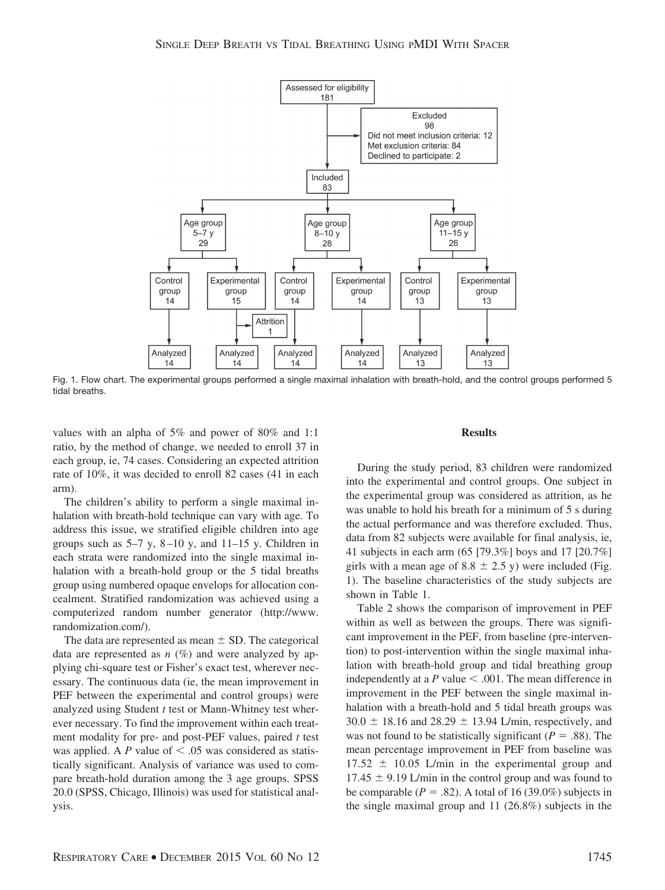Assessed for eligibility
181

Excluded
98
Did not meet inclusion criteria: 12
Met exclusion criteria: 84
Declined to participate: 2

Included
83

Age group 5–7 y 29 | Age group 8–10 y 28 | Age group 11–15 y 26

Control group 14 | Experimental group 15 | Control group 14 | Experimental group 14 | Control group 13 | Experimental group 13

Attrition 1

Analyzed 14 | Analyzed 14 | Analyzed 14 | Analyzed 14 | Analyzed 13 | Analyzed 13

Fig. 1. Flow chart. The experimental groups performed a single maximal inhalation with breath-hold, and the control groups performed 5 tidal breaths.

values with an alpha of 5% and power of 80% and 1:1 ratio, by the method of change, we needed to enroll 37 in each group, ie, 74 cases. Considering an expected attrition rate of 10%, it was decided to enroll 82 cases (41 in each arm).

The children's ability to perform a single maximal inhalation with breath-hold technique can vary with age. To address this issue, we stratified eligible children into age groups such as 5–7 y, 8–10 y, and 11–15 y. Children in each strata were randomized into the single maximal inhalation with a breath-hold group or the 5 tidal breaths group using numbered opaque envelops for allocation concealment. Stratified randomization was achieved using a computerized random number generator (http://www.randomization.com/).

The data are represented as mean ± SD. The categorical data are represented as *n* (%) and were analyzed by applying chi-square test or Fisher's exact test, wherever necessary. The continuous data (ie, the mean improvement in PEF between the experimental and control groups) were analyzed using Student *t* test or Mann-Whitney test wherever necessary. To find the improvement within each treatment modality for pre- and post-PEF values, paired *t* test was applied. A *P* value of $< .05$ was considered as statistically significant. Analysis of variance was used to compare breath-hold duration among the 3 age groups. SPSS 20.0 (SPSS, Chicago, Illinois) was used for statistical analysis.

## Results

During the study period, 83 children were randomized into the experimental and control groups. One subject in the experimental group was considered as attrition, as he was unable to hold his breath for a minimum of 5 s during the actual performance and was therefore excluded. Thus, data from 82 subjects were available for final analysis, ie, 41 subjects in each arm (65 [79.3%] boys and 17 [20.7%] girls with a mean age of 8.8 ± 2.5 y) were included (Fig. 1). The baseline characteristics of the study subjects are shown in Table 1.

Table 2 shows the comparison of improvement in PEF within as well as between the groups. There was significant improvement in the PEF, from baseline (pre-intervention) to post-intervention within the single maximal inhalation with breath-hold group and tidal breathing group independently at a *P* value $< .001$. The mean difference in improvement in the PEF between the single maximal inhalation with a breath-hold and 5 tidal breath groups was 30.0 ± 18.16 and 28.29 ± 13.94 L/min, respectively, and was not found to be statistically significant ($P = .88$). The mean percentage improvement in PEF from baseline was 17.52 ± 10.05 L/min in the experimental group and 17.45 ± 9.19 L/min in the control group and was found to be comparable ($P = .82$). A total of 16 (39.0%) subjects in the single maximal group and 11 (26.8%) subjects in the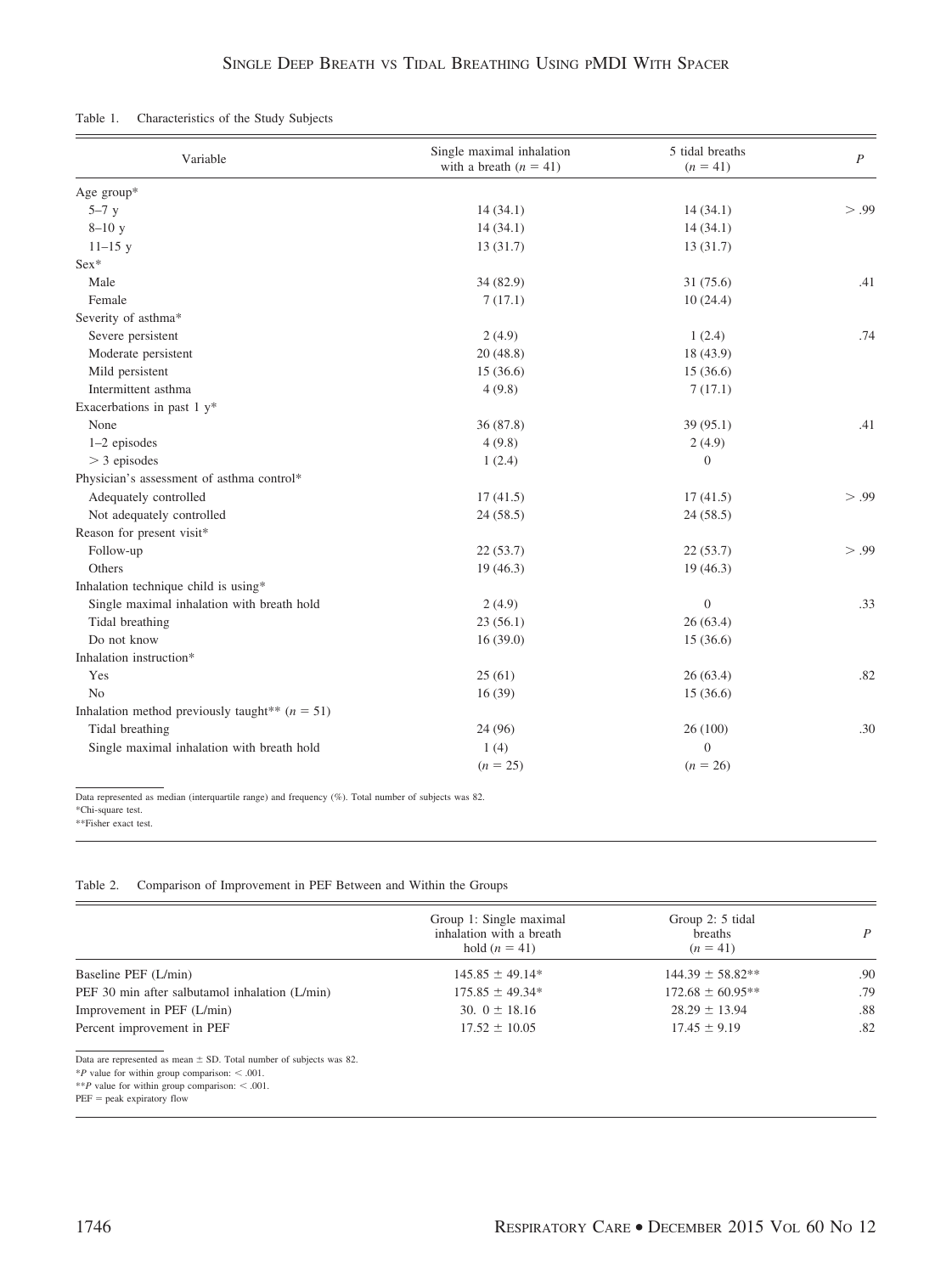Table 1. Characteristics of the Study Subjects

| Variable | Single maximal inhalation with a breath ($n$ = 41) | 5 tidal breaths ($n$ = 41) | $P$ |
|---|---|---|---|
| Age group* | | | |
| 5–7 y | 14 (34.1) | 14 (34.1) | > .99 |
| 8–10 y | 14 (34.1) | 14 (34.1) | |
| 11–15 y | 13 (31.7) | 13 (31.7) | |
| Sex* | | | |
| Male | 34 (82.9) | 31 (75.6) | .41 |
| Female | 7 (17.1) | 10 (24.4) | |
| Severity of asthma* | | | |
| Severe persistent | 2 (4.9) | 1 (2.4) | .74 |
| Moderate persistent | 20 (48.8) | 18 (43.9) | |
| Mild persistent | 15 (36.6) | 15 (36.6) | |
| Intermittent asthma | 4 (9.8) | 7 (17.1) | |
| Exacerbations in past 1 y* | | | |
| None | 36 (87.8) | 39 (95.1) | .41 |
| 1–2 episodes | 4 (9.8) | 2 (4.9) | |
| > 3 episodes | 1 (2.4) | 0 | |
| Physician's assessment of asthma control* | | | |
| Adequately controlled | 17 (41.5) | 17 (41.5) | > .99 |
| Not adequately controlled | 24 (58.5) | 24 (58.5) | |
| Reason for present visit* | | | |
| Follow-up | 22 (53.7) | 22 (53.7) | > .99 |
| Others | 19 (46.3) | 19 (46.3) | |
| Inhalation technique child is using* | | | |
| Single maximal inhalation with breath hold | 2 (4.9) | 0 | .33 |
| Tidal breathing | 23 (56.1) | 26 (63.4) | |
| Do not know | 16 (39.0) | 15 (36.6) | |
| Inhalation instruction* | | | |
| Yes | 25 (61) | 26 (63.4) | .82 |
| No | 16 (39) | 15 (36.6) | |
| Inhalation method previously taught** ($n$ = 51) | | | |
| Tidal breathing | 24 (96) | 26 (100) | .30 |
| Single maximal inhalation with breath hold | 1 (4) | 0 | |
| | ($n$ = 25) | ($n$ = 26) | |

Data represented as median (interquartile range) and frequency (%). Total number of subjects was 82.
*Chi-square test.
**Fisher exact test.

Table 2. Comparison of Improvement in PEF Between and Within the Groups

| | Group 1: Single maximal inhalation with a breath hold ($n$ = 41) | Group 2: 5 tidal breaths ($n$ = 41) | $P$ |
|---|---|---|---|
| Baseline PEF (L/min) | 145.85 ± 49.14* | 144.39 ± 58.82** | .90 |
| PEF 30 min after salbutamol inhalation (L/min) | 175.85 ± 49.34* | 172.68 ± 60.95** | .79 |
| Improvement in PEF (L/min) | 30. 0 ± 18.16 | 28.29 ± 13.94 | .88 |
| Percent improvement in PEF | 17.52 ± 10.05 | 17.45 ± 9.19 | .82 |

Data are represented as mean ± SD. Total number of subjects was 82.
*$P$ value for within group comparison: < .001.
**$P$ value for within group comparison: < .001.
PEF = peak expiratory flow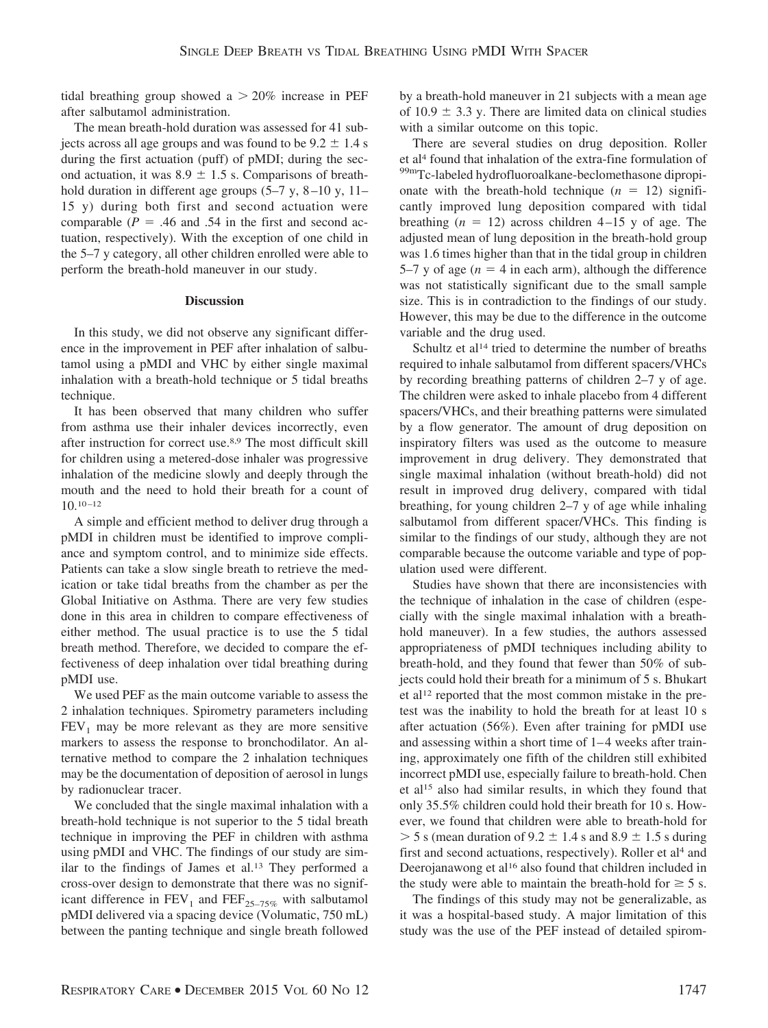tidal breathing group showed a $> 20\%$ increase in PEF after salbutamol administration.

The mean breath-hold duration was assessed for 41 subjects across all age groups and was found to be $9.2 \pm 1.4$ s during the first actuation (puff) of pMDI; during the second actuation, it was $8.9 \pm 1.5$ s. Comparisons of breath-hold duration in different age groups (5–7 y, 8–10 y, 11–15 y) during both first and second actuation were comparable ($P = .46$ and $.54$ in the first and second actuation, respectively). With the exception of one child in the 5–7 y category, all other children enrolled were able to perform the breath-hold maneuver in our study.

## Discussion

In this study, we did not observe any significant difference in the improvement in PEF after inhalation of salbutamol using a pMDI and VHC by either single maximal inhalation with a breath-hold technique or 5 tidal breaths technique.

It has been observed that many children who suffer from asthma use their inhaler devices incorrectly, even after instruction for correct use.[8,9] The most difficult skill for children using a metered-dose inhaler was progressive inhalation of the medicine slowly and deeply through the mouth and the need to hold their breath for a count of 10.[10–12]

A simple and efficient method to deliver drug through a pMDI in children must be identified to improve compliance and symptom control, and to minimize side effects. Patients can take a slow single breath to retrieve the medication or take tidal breaths from the chamber as per the Global Initiative on Asthma. There are very few studies done in this area in children to compare effectiveness of either method. The usual practice is to use the 5 tidal breath method. Therefore, we decided to compare the effectiveness of deep inhalation over tidal breathing during pMDI use.

We used PEF as the main outcome variable to assess the 2 inhalation techniques. Spirometry parameters including $FEV_1$ may be more relevant as they are more sensitive markers to assess the response to bronchodilator. An alternative method to compare the 2 inhalation techniques may be the documentation of deposition of aerosol in lungs by radionuclear tracer.

We concluded that the single maximal inhalation with a breath-hold technique is not superior to the 5 tidal breath technique in improving the PEF in children with asthma using pMDI and VHC. The findings of our study are similar to the findings of James et al.[13] They performed a cross-over design to demonstrate that there was no significant difference in $FEV_1$ and $FEF_{25-75\%}$ with salbutamol pMDI delivered via a spacing device (Volumatic, 750 mL) between the panting technique and single breath followed by a breath-hold maneuver in 21 subjects with a mean age of $10.9 \pm 3.3$ y. There are limited data on clinical studies with a similar outcome on this topic.

There are several studies on drug deposition. Roller et al[4] found that inhalation of the extra-fine formulation of $^{99m}$Tc-labeled hydrofluoroalkane-beclomethasone dipropionate with the breath-hold technique ($n = 12$) significantly improved lung deposition compared with tidal breathing ($n = 12$) across children 4–15 y of age. The adjusted mean of lung deposition in the breath-hold group was 1.6 times higher than that in the tidal group in children 5–7 y of age ($n = 4$ in each arm), although the difference was not statistically significant due to the small sample size. This is in contradiction to the findings of our study. However, this may be due to the difference in the outcome variable and the drug used.

Schultz et al[14] tried to determine the number of breaths required to inhale salbutamol from different spacers/VHCs by recording breathing patterns of children 2–7 y of age. The children were asked to inhale placebo from 4 different spacers/VHCs, and their breathing patterns were simulated by a flow generator. The amount of drug deposition on inspiratory filters was used as the outcome to measure improvement in drug delivery. They demonstrated that single maximal inhalation (without breath-hold) did not result in improved drug delivery, compared with tidal breathing, for young children 2–7 y of age while inhaling salbutamol from different spacer/VHCs. This finding is similar to the findings of our study, although they are not comparable because the outcome variable and type of population used were different.

Studies have shown that there are inconsistencies with the technique of inhalation in the case of children (especially with the single maximal inhalation with a breath-hold maneuver). In a few studies, the authors assessed appropriateness of pMDI techniques including ability to breath-hold, and they found that fewer than 50% of subjects could hold their breath for a minimum of 5 s. Bhukart et al[12] reported that the most common mistake in the pretest was the inability to hold the breath for at least 10 s after actuation (56%). Even after training for pMDI use and assessing within a short time of 1–4 weeks after training, approximately one fifth of the children still exhibited incorrect pMDI use, especially failure to breath-hold. Chen et al[15] also had similar results, in which they found that only 35.5% children could hold their breath for 10 s. However, we found that children were able to breath-hold for $> 5$ s (mean duration of $9.2 \pm 1.4$ s and $8.9 \pm 1.5$ s during first and second actuations, respectively). Roller et al[4] and Deerojanawong et al[16] also found that children included in the study were able to maintain the breath-hold for $\geq 5$ s.

The findings of this study may not be generalizable, as it was a hospital-based study. A major limitation of this study was the use of the PEF instead of detailed spirom-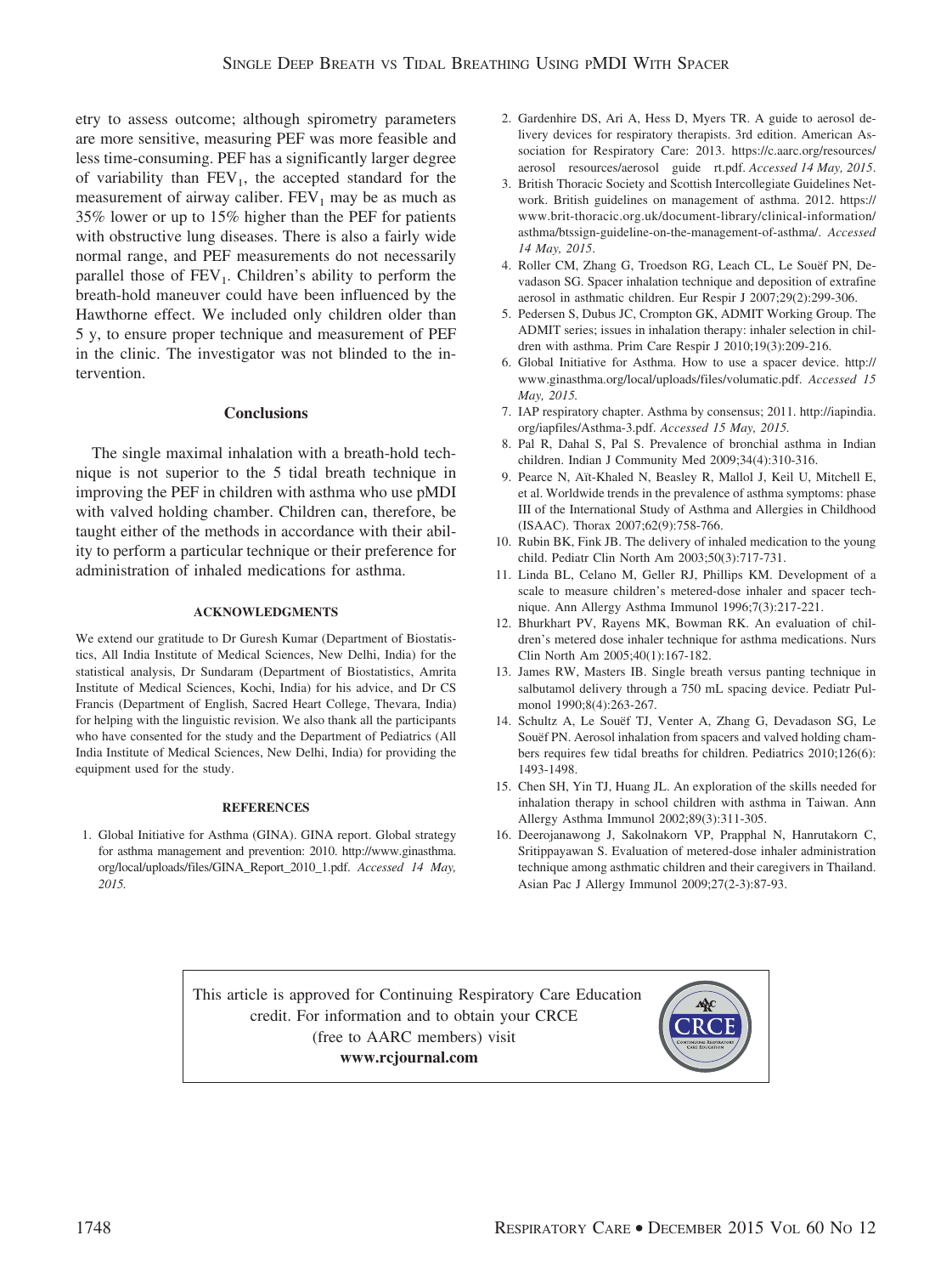etry to assess outcome; although spirometry parameters are more sensitive, measuring PEF was more feasible and less time-consuming. PEF has a significantly larger degree of variability than $FEV_1$, the accepted standard for the measurement of airway caliber. $FEV_1$ may be as much as 35% lower or up to 15% higher than the PEF for patients with obstructive lung diseases. There is also a fairly wide normal range, and PEF measurements do not necessarily parallel those of $FEV_1$. Children's ability to perform the breath-hold maneuver could have been influenced by the Hawthorne effect. We included only children older than 5 y, to ensure proper technique and measurement of PEF in the clinic. The investigator was not blinded to the intervention.

## Conclusions

The single maximal inhalation with a breath-hold technique is not superior to the 5 tidal breath technique in improving the PEF in children with asthma who use pMDI with valved holding chamber. Children can, therefore, be taught either of the methods in accordance with their ability to perform a particular technique or their preference for administration of inhaled medications for asthma.

### ACKNOWLEDGMENTS

We extend our gratitude to Dr Guresh Kumar (Department of Biostatistics, All India Institute of Medical Sciences, New Delhi, India) for the statistical analysis, Dr Sundaram (Department of Biostatistics, Amrita Institute of Medical Sciences, Kochi, India) for his advice, and Dr CS Francis (Department of English, Sacred Heart College, Thevara, India) for helping with the linguistic revision. We also thank all the participants who have consented for the study and the Department of Pediatrics (All India Institute of Medical Sciences, New Delhi, India) for providing the equipment used for the study.

### REFERENCES

1. Global Initiative for Asthma (GINA). GINA report. Global strategy for asthma management and prevention: 2010. http://www.ginasthma.org/local/uploads/files/GINA_Report_2010_1.pdf. *Accessed 14 May, 2015.*
2. Gardenhire DS, Ari A, Hess D, Myers TR. A guide to aerosol delivery devices for respiratory therapists. 3rd edition. American Association for Respiratory Care: 2013. https://c.aarc.org/resources/aerosol resources/aerosol guide rt.pdf. *Accessed 14 May, 2015*.
3. British Thoracic Society and Scottish Intercollegiate Guidelines Network. British guidelines on management of asthma. 2012. https://www.brit-thoracic.org.uk/document-library/clinical-information/asthma/btssign-guideline-on-the-management-of-asthma/. *Accessed 14 May, 2015*.
4. Roller CM, Zhang G, Troedson RG, Leach CL, Le Souëf PN, Devadason SG. Spacer inhalation technique and deposition of extrafine aerosol in asthmatic children. Eur Respir J 2007;29(2):299-306.
5. Pedersen S, Dubus JC, Crompton GK, ADMIT Working Group. The ADMIT series; issues in inhalation therapy: inhaler selection in children with asthma. Prim Care Respir J 2010;19(3):209-216.
6. Global Initiative for Asthma. How to use a spacer device. http://www.ginasthma.org/local/uploads/files/volumatic.pdf. *Accessed 15 May, 2015.*
7. IAP respiratory chapter. Asthma by consensus; 2011. http://iapindia.org/iapfiles/Asthma-3.pdf. *Accessed 15 May, 2015.*
8. Pal R, Dahal S, Pal S. Prevalence of bronchial asthma in Indian children. Indian J Community Med 2009;34(4):310-316.
9. Pearce N, Aït-Khaled N, Beasley R, Mallol J, Keil U, Mitchell E, et al. Worldwide trends in the prevalence of asthma symptoms: phase III of the International Study of Asthma and Allergies in Childhood (ISAAC). Thorax 2007;62(9):758-766.
10. Rubin BK, Fink JB. The delivery of inhaled medication to the young child. Pediatr Clin North Am 2003;50(3):717-731.
11. Linda BL, Celano M, Geller RJ, Phillips KM. Development of a scale to measure children's metered-dose inhaler and spacer technique. Ann Allergy Asthma Immunol 1996;7(3):217-221.
12. Bhurkhart PV, Rayens MK, Bowman RK. An evaluation of children's metered dose inhaler technique for asthma medications. Nurs Clin North Am 2005;40(1):167-182.
13. James RW, Masters IB. Single breath versus panting technique in salbutamol delivery through a 750 mL spacing device. Pediatr Pulmonol 1990;8(4):263-267.
14. Schultz A, Le Souëf TJ, Venter A, Zhang G, Devadason SG, Le Souëf PN. Aerosol inhalation from spacers and valved holding chambers requires few tidal breaths for children. Pediatrics 2010;126(6):1493-1498.
15. Chen SH, Yin TJ, Huang JL. An exploration of the skills needed for inhalation therapy in school children with asthma in Taiwan. Ann Allergy Asthma Immunol 2002;89(3):311-305.
16. Deerojanawong J, Sakolnakorn VP, Prapphal N, Hanrutakorn C, Sritippayawan S. Evaluation of metered-dose inhaler administration technique among asthmatic children and their caregivers in Thailand. Asian Pac J Allergy Immunol 2009;27(2-3):87-93.

This article is approved for Continuing Respiratory Care Education credit. For information and to obtain your CRCE (free to AARC members) visit **www.rcjournal.com**